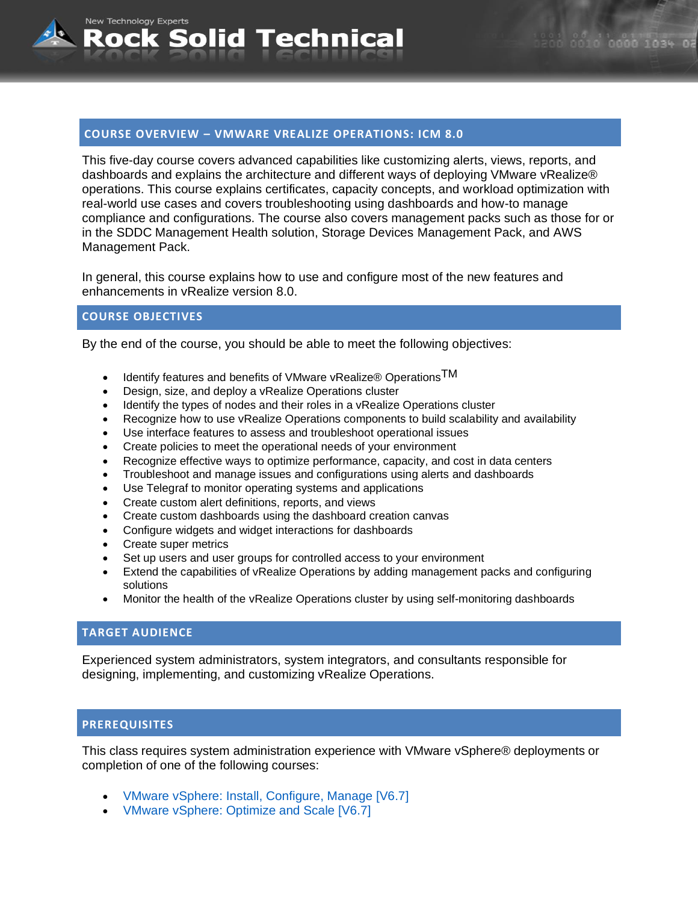## COURSE OVERVIEW – VMWARE VREALIZE OPERATIONS: ICM 8.0

This five-day course covers advanced capabilities like customizing alerts, views, reports, and dashboards and explains the architecture and different ways of deploying VMware vRealize® operations. This course explains certificates, capacity concepts, and workload optimization with real-world use cases and covers troubleshooting using dashboards and how-to manage compliance and configurations. The course also covers management packs such as those for or in the SDDC Management Health solution, Storage Devices Management Pack, and AWS Management Pack.

In general, this course explains how to use and configure most of the new features and enhancements in vRealize version 8.0.

## COURSE OBJECTIVES

By the end of the course, you should be able to meet the following objectives:

- Identify features and benefits of VMware vRealize® Operations™
- Design, size, and deploy a vRealize Operations cluster
- Identify the types of nodes and their roles in a vRealize Operations cluster
- Recognize how to use vRealize Operations components to build scalability and availability
- Use interface features to assess and troubleshoot operational issues
- Create policies to meet the operational needs of your environment
- Recognize effective ways to optimize performance, capacity, and cost in data centers
- Troubleshoot and manage issues and configurations using alerts and dashboards
- Use Telegraf to monitor operating systems and applications
- Create custom alert definitions, reports, and views
- Create custom dashboards using the dashboard creation canvas
- Configure widgets and widget interactions for dashboards
- Create super metrics
- Set up users and user groups for controlled access to your environment
- Extend the capabilities of vRealize Operations by adding management packs and configuring solutions
- Monitor the health of the vRealize Operations cluster by using self-monitoring dashboards

## TARGET AUDIENCE

Experienced system administrators, system integrators, and consultants responsible for designing, implementing, and customizing vRealize Operations.

## PREREQUISITES

This class requires system administration experience with VMware vSphere® deployments or completion of one of the following courses:

- VMware vSphere: Install, Configure, Manage [V6.7]
- VMware vSphere: Optimize and Scale [V6.7]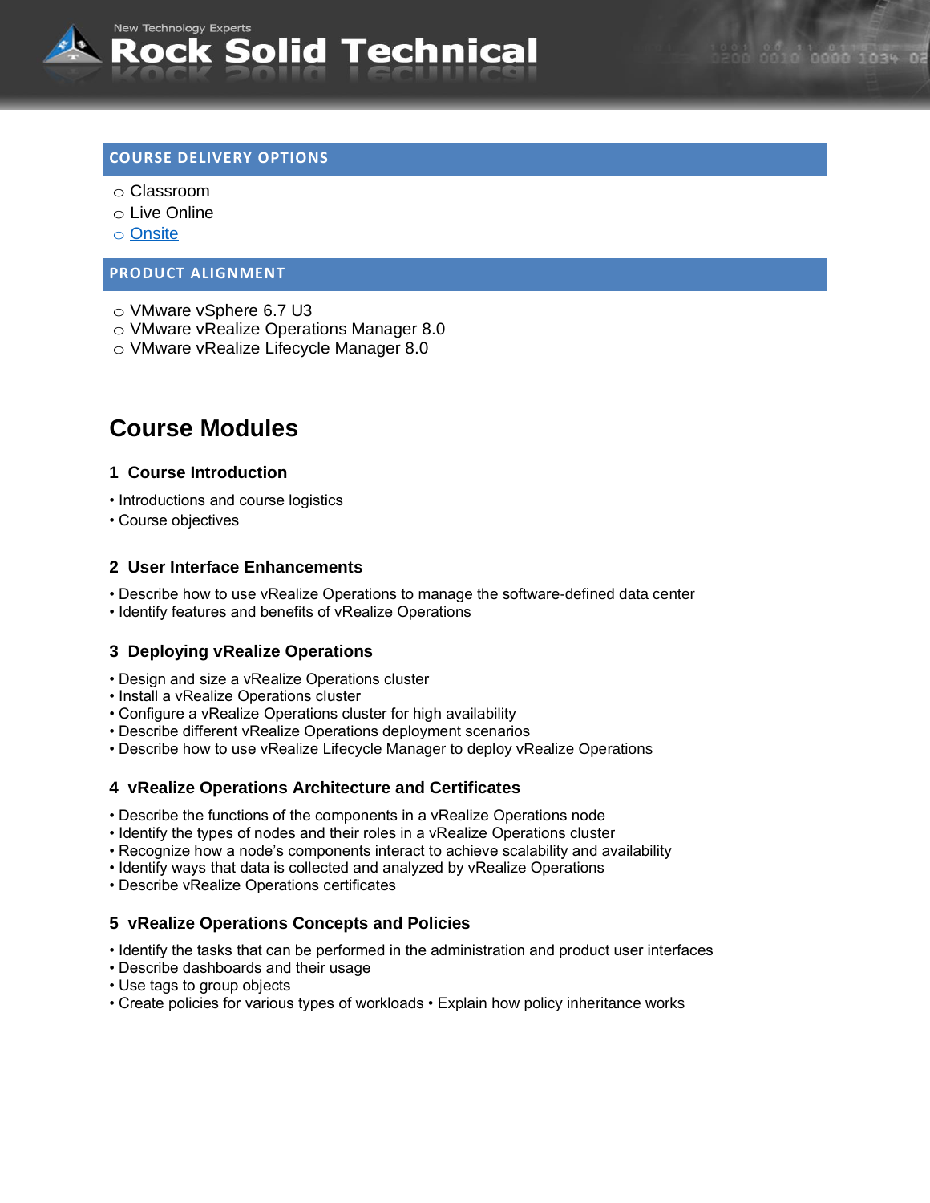## COURSE DELIVERY OPTIONS

- Classroom
- Live Online
- [Onsite]()

## PRODUCT ALIGNMENT

- VMware vSphere 6.7 U3
- VMware vRealize Operations Manager 8.0
- VMware vRealize Lifecycle Manager 8.0

# Course Modules

### 1 Course Introduction

- Introductions and course logistics
- Course objectives

### 2 User Interface Enhancements

- Describe how to use vRealize Operations to manage the software-defined data center
- Identify features and benefits of vRealize Operations

### 3 Deploying vRealize Operations

- Design and size a vRealize Operations cluster
- Install a vRealize Operations cluster
- Configure a vRealize Operations cluster for high availability
- Describe different vRealize Operations deployment scenarios
- Describe how to use vRealize Lifecycle Manager to deploy vRealize Operations

### 4 vRealize Operations Architecture and Certificates

- Describe the functions of the components in a vRealize Operations node
- Identify the types of nodes and their roles in a vRealize Operations cluster
- Recognize how a node's components interact to achieve scalability and availability
- Identify ways that data is collected and analyzed by vRealize Operations
- Describe vRealize Operations certificates

### 5 vRealize Operations Concepts and Policies

- Identify the tasks that can be performed in the administration and product user interfaces
- Describe dashboards and their usage
- Use tags to group objects
- Create policies for various types of workloads • Explain how policy inheritance works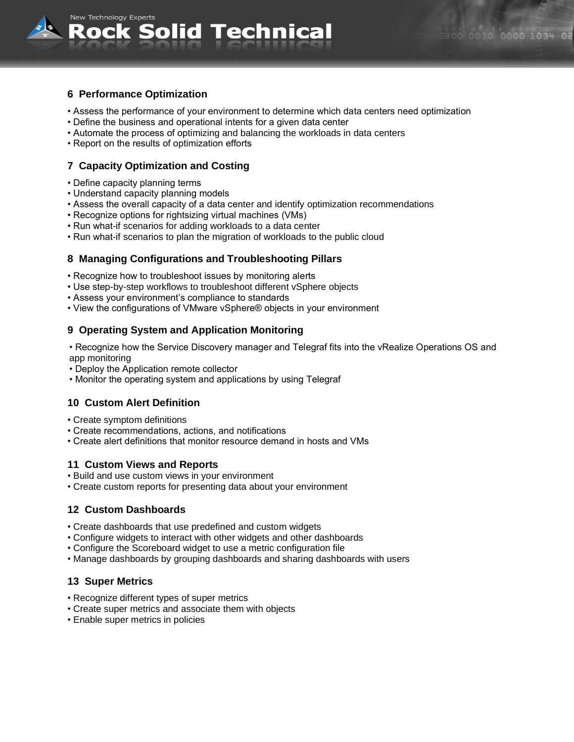## 6 Performance Optimization

- Assess the performance of your environment to determine which data centers need optimization
- Define the business and operational intents for a given data center
- Automate the process of optimizing and balancing the workloads in data centers
- Report on the results of optimization efforts

## 7 Capacity Optimization and Costing

- Define capacity planning terms
- Understand capacity planning models
- Assess the overall capacity of a data center and identify optimization recommendations
- Recognize options for rightsizing virtual machines (VMs)
- Run what-if scenarios for adding workloads to a data center
- Run what-if scenarios to plan the migration of workloads to the public cloud

## 8 Managing Configurations and Troubleshooting Pillars

- Recognize how to troubleshoot issues by monitoring alerts
- Use step-by-step workflows to troubleshoot different vSphere objects
- Assess your environment's compliance to standards
- View the configurations of VMware vSphere® objects in your environment

## 9 Operating System and Application Monitoring

- Recognize how the Service Discovery manager and Telegraf fits into the vRealize Operations OS and app monitoring
- Deploy the Application remote collector
- Monitor the operating system and applications by using Telegraf

## 10 Custom Alert Definition

- Create symptom definitions
- Create recommendations, actions, and notifications
- Create alert definitions that monitor resource demand in hosts and VMs

## 11 Custom Views and Reports

- Build and use custom views in your environment
- Create custom reports for presenting data about your environment

## 12 Custom Dashboards

- Create dashboards that use predefined and custom widgets
- Configure widgets to interact with other widgets and other dashboards
- Configure the Scoreboard widget to use a metric configuration file
- Manage dashboards by grouping dashboards and sharing dashboards with users

## 13 Super Metrics

- Recognize different types of super metrics
- Create super metrics and associate them with objects
- Enable super metrics in policies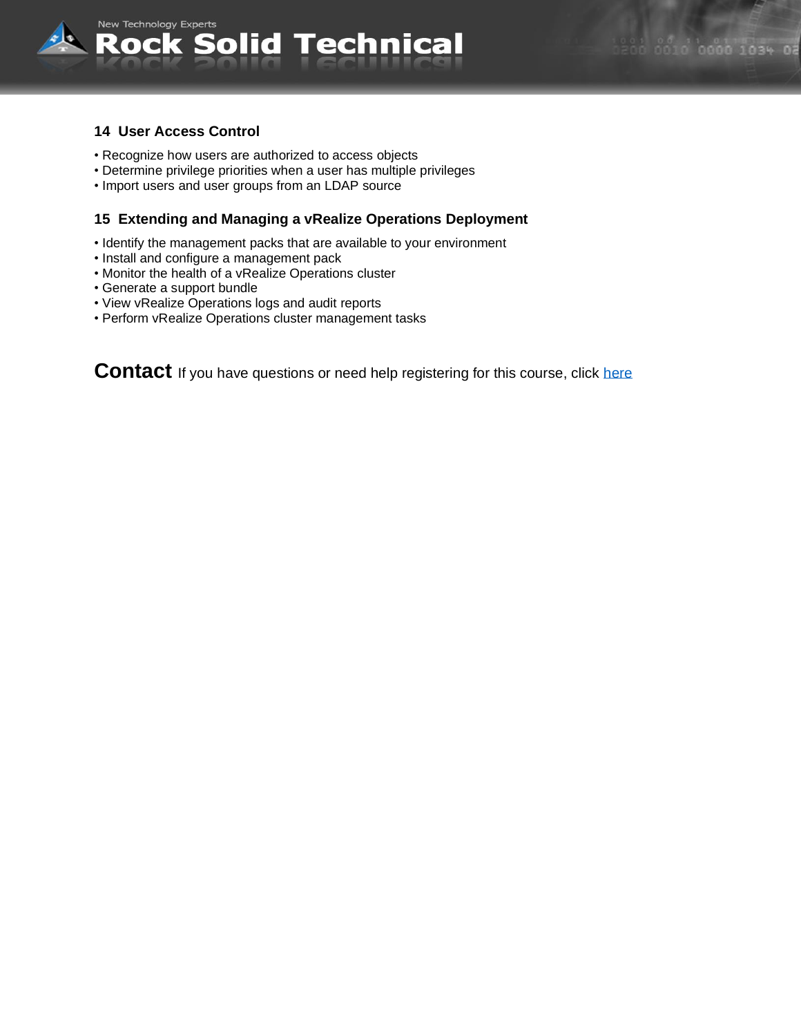### 14 User Access Control

- Recognize how users are authorized to access objects
- Determine privilege priorities when a user has multiple privileges
- Import users and user groups from an LDAP source

### 15 Extending and Managing a vRealize Operations Deployment

- Identify the management packs that are available to your environment
- Install and configure a management pack
- Monitor the health of a vRealize Operations cluster
- Generate a support bundle
- View vRealize Operations logs and audit reports
- Perform vRealize Operations cluster management tasks

**Contact** If you have questions or need help registering for this course, click here